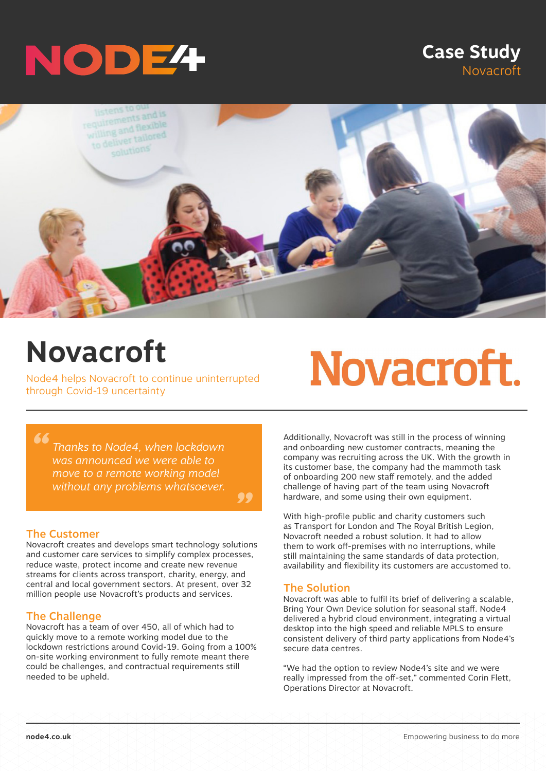# Case Study
Novacroft

# Novacroft

Node4 helps Novacroft to continue uninterrupted through Covid-19 uncertainty

> *Thanks to Node4, when lockdown was announced we were able to move to a remote working model without any problems whatsoever.*

## The Customer

Novacroft creates and develops smart technology solutions and customer care services to simplify complex processes, reduce waste, protect income and create new revenue streams for clients across transport, charity, energy, and central and local government sectors. At present, over 32 million people use Novacroft's products and services.

## The Challenge

Novacroft has a team of over 450, all of which had to quickly move to a remote working model due to the lockdown restrictions around Covid-19. Going from a 100% on-site working environment to fully remote meant there could be challenges, and contractual requirements still needed to be upheld.

Additionally, Novacroft was still in the process of winning and onboarding new customer contracts, meaning the company was recruiting across the UK. With the growth in its customer base, the company had the mammoth task of onboarding 200 new staff remotely, and the added challenge of having part of the team using Novacroft hardware, and some using their own equipment.

With high-profile public and charity customers such as Transport for London and The Royal British Legion, Novacroft needed a robust solution. It had to allow them to work off-premises with no interruptions, while still maintaining the same standards of data protection, availability and flexibility its customers are accustomed to.

## The Solution

Novacroft was able to fulfil its brief of delivering a scalable, Bring Your Own Device solution for seasonal staff. Node4 delivered a hybrid cloud environment, integrating a virtual desktop into the high speed and reliable MPLS to ensure consistent delivery of third party applications from Node4's secure data centres.

"We had the option to review Node4's site and we were really impressed from the off-set," commented Corin Flett, Operations Director at Novacroft.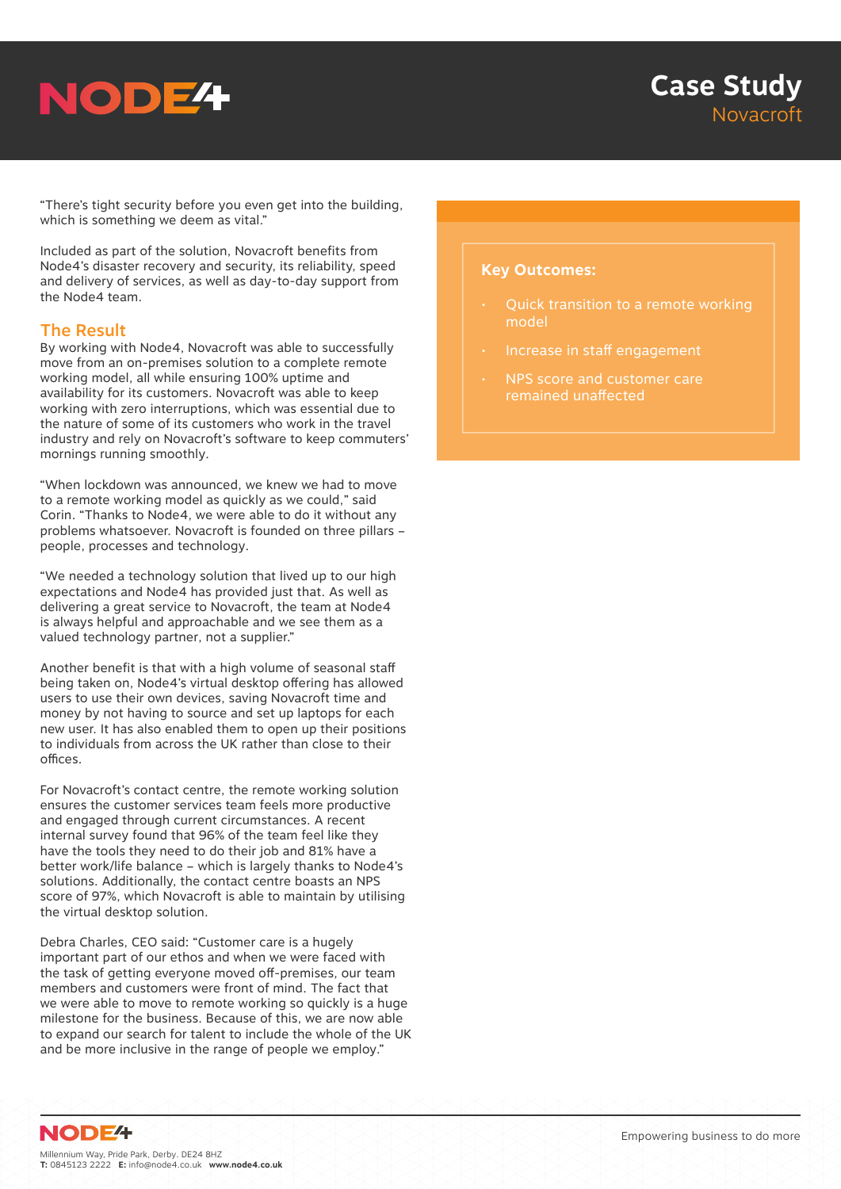"There's tight security before you even get into the building, which is something we deem as vital."

Included as part of the solution, Novacroft benefits from Node4's disaster recovery and security, its reliability, speed and delivery of services, as well as day-to-day support from the Node4 team.

## The Result

By working with Node4, Novacroft was able to successfully move from an on-premises solution to a complete remote working model, all while ensuring 100% uptime and availability for its customers. Novacroft was able to keep working with zero interruptions, which was essential due to the nature of some of its customers who work in the travel industry and rely on Novacroft's software to keep commuters' mornings running smoothly.

"When lockdown was announced, we knew we had to move to a remote working model as quickly as we could," said Corin. "Thanks to Node4, we were able to do it without any problems whatsoever. Novacroft is founded on three pillars – people, processes and technology.

"We needed a technology solution that lived up to our high expectations and Node4 has provided just that. As well as delivering a great service to Novacroft, the team at Node4 is always helpful and approachable and we see them as a valued technology partner, not a supplier."

Another benefit is that with a high volume of seasonal staff being taken on, Node4's virtual desktop offering has allowed users to use their own devices, saving Novacroft time and money by not having to source and set up laptops for each new user. It has also enabled them to open up their positions to individuals from across the UK rather than close to their offices.

For Novacroft's contact centre, the remote working solution ensures the customer services team feels more productive and engaged through current circumstances. A recent internal survey found that 96% of the team feel like they have the tools they need to do their job and 81% have a better work/life balance – which is largely thanks to Node4's solutions. Additionally, the contact centre boasts an NPS score of 97%, which Novacroft is able to maintain by utilising the virtual desktop solution.

Debra Charles, CEO said: "Customer care is a hugely important part of our ethos and when we were faced with the task of getting everyone moved off-premises, our team members and customers were front of mind. The fact that we were able to move to remote working so quickly is a huge milestone for the business. Because of this, we are now able to expand our search for talent to include the whole of the UK and be more inclusive in the range of people we employ."

### Key Outcomes:

- Quick transition to a remote working model
- Increase in staff engagement
- NPS score and customer care remained unaffected